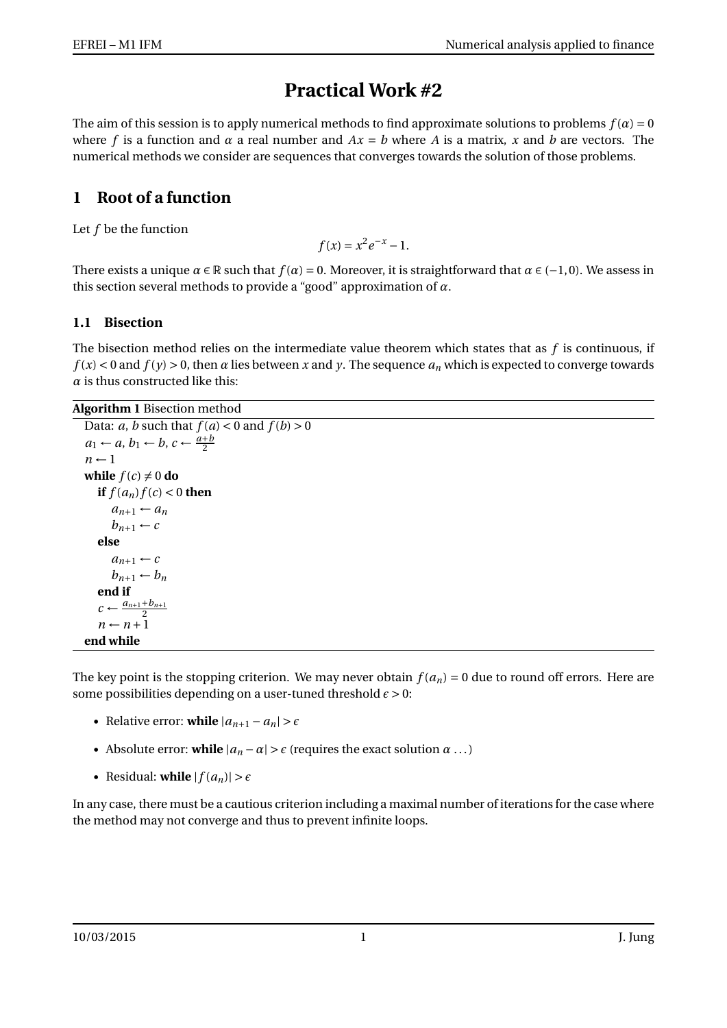# Practical Work #2

The aim of this session is to apply numerical methods to find approximate solutions to problems $f(\alpha) = 0$ where $f$ is a function and $\alpha$ a real number and $Ax = b$ where $A$ is a matrix, $x$ and $b$ are vectors. The numerical methods we consider are sequences that converges towards the solution of those problems.

## 1 Root of a function

Let $f$ be the function

$$f(x) = x^2 e^{-x} - 1.$$

There exists a unique $\alpha \in \mathbb{R}$ such that $f(\alpha) = 0$. Moreover, it is straightforward that $\alpha \in (-1, 0)$. We assess in this section several methods to provide a "good" approximation of $\alpha$.

### 1.1 Bisection

The bisection method relies on the intermediate value theorem which states that as $f$ is continuous, if $f(x) < 0$ and $f(y) > 0$, then $\alpha$ lies between $x$ and $y$. The sequence $a_n$ which is expected to converge towards $\alpha$ is thus constructed like this:

**Algorithm 1** Bisection method

```
Data: a, b such that f(a) < 0 and f(b) > 0
a_1 ← a, b_1 ← b, c ← (a+b)/2
n ← 1
while f(c) ≠ 0 do
    if f(a_n) f(c) < 0 then
        a_{n+1} ← a_n
        b_{n+1} ← c
    else
        a_{n+1} ← c
        b_{n+1} ← b_n
    end if
    c ← (a_{n+1} + b_{n+1})/2
    n ← n + 1
end while
```

The key point is the stopping criterion. We may never obtain $f(a_n) = 0$ due to round off errors. Here are some possibilities depending on a user-tuned threshold $\epsilon > 0$:

- Relative error: **while** $|a_{n+1} - a_n| > \epsilon$
- Absolute error: **while** $|a_n - \alpha| > \epsilon$ (requires the exact solution $\alpha$ ...)
- Residual: **while** $|f(a_n)| > \epsilon$

In any case, there must be a cautious criterion including a maximal number of iterations for the case where the method may not converge and thus to prevent infinite loops.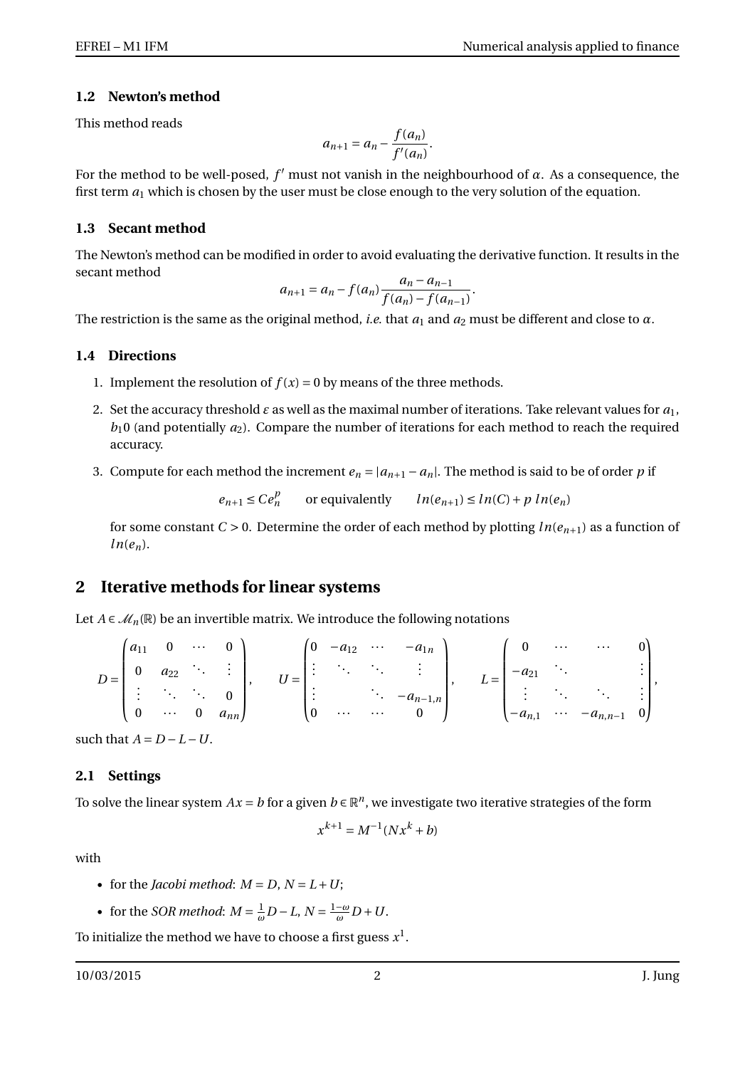### 1.2 Newton's method

This method reads

$$a_{n+1} = a_n - \frac{f(a_n)}{f'(a_n)}.$$

For the method to be well-posed, $f'$ must not vanish in the neighbourhood of $\alpha$. As a consequence, the first term $a_1$ which is chosen by the user must be close enough to the very solution of the equation.

### 1.3 Secant method

The Newton's method can be modified in order to avoid evaluating the derivative function. It results in the secant method

$$a_{n+1} = a_n - f(a_n)\frac{a_n - a_{n-1}}{f(a_n) - f(a_{n-1})}.$$

The restriction is the same as the original method, *i.e.* that $a_1$ and $a_2$ must be different and close to $\alpha$.

### 1.4 Directions

1. Implement the resolution of $f(x) = 0$ by means of the three methods.
2. Set the accuracy threshold $\varepsilon$ as well as the maximal number of iterations. Take relevant values for $a_1$, $b_10$ (and potentially $a_2$). Compare the number of iterations for each method to reach the required accuracy.
3. Compute for each method the increment $e_n = |a_{n+1} - a_n|$. The method is said to be of order $p$ if

   $$e_{n+1} \leq C e_n^p \qquad \text{or equivalently} \qquad ln(e_{n+1}) \leq ln(C) + p\ ln(e_n)$$

   for some constant $C > 0$. Determine the order of each method by plotting $ln(e_{n+1})$ as a function of $ln(e_n)$.

## 2 Iterative methods for linear systems

Let $A \in \mathcal{M}_n(\mathbb{R})$ be an invertible matrix. We introduce the following notations

$$D = \begin{pmatrix} a_{11} & 0 & \cdots & 0 \\ 0 & a_{22} & \ddots & \vdots \\ \vdots & \ddots & \ddots & 0 \\ 0 & \cdots & 0 & a_{nn} \end{pmatrix}, \qquad U = \begin{pmatrix} 0 & -a_{12} & \cdots & -a_{1n} \\ \vdots & \ddots & \ddots & \vdots \\ \vdots & & \ddots & -a_{n-1,n} \\ 0 & \cdots & \cdots & 0 \end{pmatrix}, \qquad L = \begin{pmatrix} 0 & \cdots & \cdots & 0 \\ -a_{21} & \ddots & & \vdots \\ \vdots & \ddots & \ddots & \vdots \\ -a_{n,1} & \cdots & -a_{n,n-1} & 0 \end{pmatrix},$$

such that $A = D - L - U$.

### 2.1 Settings

To solve the linear system $Ax = b$ for a given $b \in \mathbb{R}^n$, we investigate two iterative strategies of the form

$$x^{k+1} = M^{-1}(Nx^k + b)$$

with

- for the *Jacobi method*: $M = D$, $N = L + U$;
- for the *SOR method*: $M = \frac{1}{\omega}D - L$, $N = \frac{1-\omega}{\omega}D + U$.

To initialize the method we have to choose a first guess $x^1$.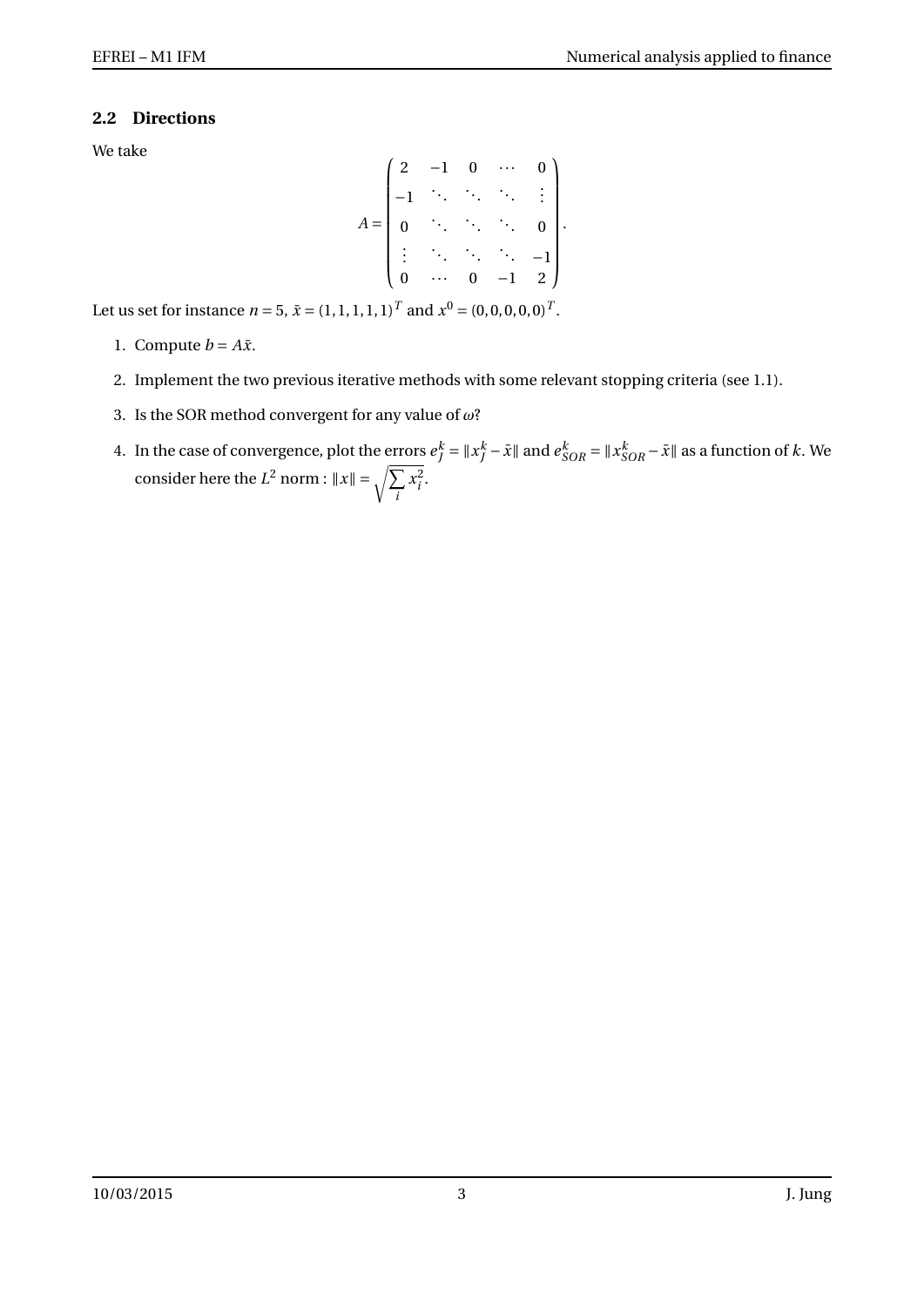### 2.2 Directions

We take

$$A = \begin{pmatrix} 2 & -1 & 0 & \cdots & 0 \\ -1 & \ddots & \ddots & \ddots & \vdots \\ 0 & \ddots & \ddots & \ddots & 0 \\ \vdots & \ddots & \ddots & \ddots & -1 \\ 0 & \cdots & 0 & -1 & 2 \end{pmatrix}.$$

Let us set for instance $n = 5$, $\bar{x} = (1,1,1,1,1)^T$ and $x^0 = (0,0,0,0,0)^T$.

1. Compute $b = A\bar{x}$.
2. Implement the two previous iterative methods with some relevant stopping criteria (see 1.1).
3. Is the SOR method convergent for any value of $\omega$?
4. In the case of convergence, plot the errors $e_J^k = \|x_J^k - \bar{x}\|$ and $e_{SOR}^k = \|x_{SOR}^k - \bar{x}\|$ as a function of $k$. We consider here the $L^2$ norm : $\|x\| = \sqrt{\sum_i x_i^2}$.